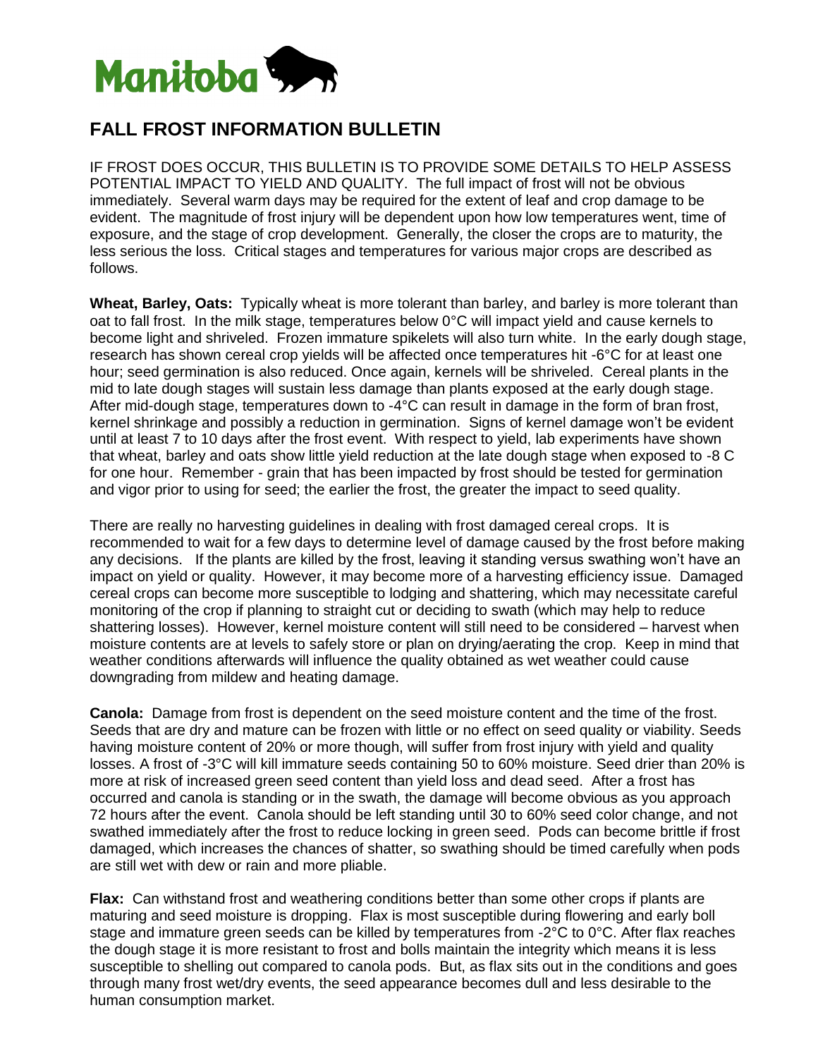# FALL FROST INFORMATION BULLETIN

IF FROST DOES OCCUR, THIS BULLETIN IS TO PROVIDE SOME DETAILS TO HELP ASSESS POTENTIAL IMPACT TO YIELD AND QUALITY. The full impact of frost will not be obvious immediately. Several warm days may be required for the extent of leaf and crop damage to be evident. The magnitude of frost injury will be dependent upon how low temperatures went, time of exposure, and the stage of crop development. Generally, the closer the crops are to maturity, the less serious the loss. Critical stages and temperatures for various major crops are described as follows.

**Wheat, Barley, Oats:** Typically wheat is more tolerant than barley, and barley is more tolerant than oat to fall frost. In the milk stage, temperatures below 0°C will impact yield and cause kernels to become light and shriveled. Frozen immature spikelets will also turn white. In the early dough stage, research has shown cereal crop yields will be affected once temperatures hit -6°C for at least one hour; seed germination is also reduced. Once again, kernels will be shriveled. Cereal plants in the mid to late dough stages will sustain less damage than plants exposed at the early dough stage. After mid-dough stage, temperatures down to -4°C can result in damage in the form of bran frost, kernel shrinkage and possibly a reduction in germination. Signs of kernel damage won't be evident until at least 7 to 10 days after the frost event. With respect to yield, lab experiments have shown that wheat, barley and oats show little yield reduction at the late dough stage when exposed to -8 C for one hour. Remember - grain that has been impacted by frost should be tested for germination and vigor prior to using for seed; the earlier the frost, the greater the impact to seed quality.

There are really no harvesting guidelines in dealing with frost damaged cereal crops. It is recommended to wait for a few days to determine level of damage caused by the frost before making any decisions. If the plants are killed by the frost, leaving it standing versus swathing won't have an impact on yield or quality. However, it may become more of a harvesting efficiency issue. Damaged cereal crops can become more susceptible to lodging and shattering, which may necessitate careful monitoring of the crop if planning to straight cut or deciding to swath (which may help to reduce shattering losses). However, kernel moisture content will still need to be considered – harvest when moisture contents are at levels to safely store or plan on drying/aerating the crop. Keep in mind that weather conditions afterwards will influence the quality obtained as wet weather could cause downgrading from mildew and heating damage.

**Canola:** Damage from frost is dependent on the seed moisture content and the time of the frost. Seeds that are dry and mature can be frozen with little or no effect on seed quality or viability. Seeds having moisture content of 20% or more though, will suffer from frost injury with yield and quality losses. A frost of -3°C will kill immature seeds containing 50 to 60% moisture. Seed drier than 20% is more at risk of increased green seed content than yield loss and dead seed. After a frost has occurred and canola is standing or in the swath, the damage will become obvious as you approach 72 hours after the event. Canola should be left standing until 30 to 60% seed color change, and not swathed immediately after the frost to reduce locking in green seed. Pods can become brittle if frost damaged, which increases the chances of shatter, so swathing should be timed carefully when pods are still wet with dew or rain and more pliable.

**Flax:** Can withstand frost and weathering conditions better than some other crops if plants are maturing and seed moisture is dropping. Flax is most susceptible during flowering and early boll stage and immature green seeds can be killed by temperatures from -2°C to 0°C. After flax reaches the dough stage it is more resistant to frost and bolls maintain the integrity which means it is less susceptible to shelling out compared to canola pods. But, as flax sits out in the conditions and goes through many frost wet/dry events, the seed appearance becomes dull and less desirable to the human consumption market.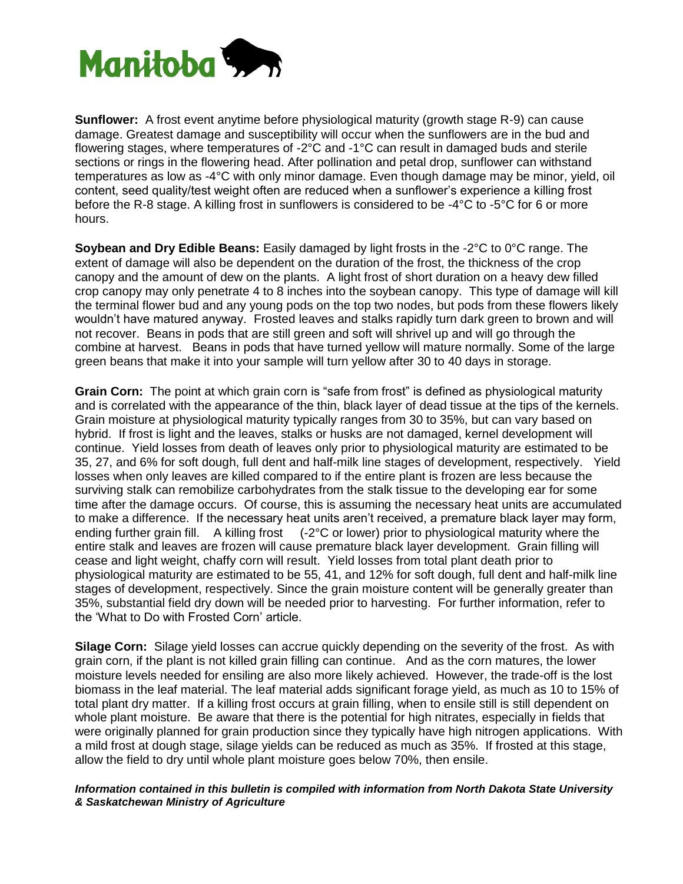**Sunflower:** A frost event anytime before physiological maturity (growth stage R-9) can cause damage. Greatest damage and susceptibility will occur when the sunflowers are in the bud and flowering stages, where temperatures of -2°C and -1°C can result in damaged buds and sterile sections or rings in the flowering head. After pollination and petal drop, sunflower can withstand temperatures as low as -4°C with only minor damage. Even though damage may be minor, yield, oil content, seed quality/test weight often are reduced when a sunflower's experience a killing frost before the R-8 stage. A killing frost in sunflowers is considered to be -4°C to -5°C for 6 or more hours.

**Soybean and Dry Edible Beans:** Easily damaged by light frosts in the -2°C to 0°C range. The extent of damage will also be dependent on the duration of the frost, the thickness of the crop canopy and the amount of dew on the plants. A light frost of short duration on a heavy dew filled crop canopy may only penetrate 4 to 8 inches into the soybean canopy. This type of damage will kill the terminal flower bud and any young pods on the top two nodes, but pods from these flowers likely wouldn't have matured anyway. Frosted leaves and stalks rapidly turn dark green to brown and will not recover. Beans in pods that are still green and soft will shrivel up and will go through the combine at harvest. Beans in pods that have turned yellow will mature normally. Some of the large green beans that make it into your sample will turn yellow after 30 to 40 days in storage.

**Grain Corn:** The point at which grain corn is "safe from frost" is defined as physiological maturity and is correlated with the appearance of the thin, black layer of dead tissue at the tips of the kernels. Grain moisture at physiological maturity typically ranges from 30 to 35%, but can vary based on hybrid. If frost is light and the leaves, stalks or husks are not damaged, kernel development will continue. Yield losses from death of leaves only prior to physiological maturity are estimated to be 35, 27, and 6% for soft dough, full dent and half-milk line stages of development, respectively. Yield losses when only leaves are killed compared to if the entire plant is frozen are less because the surviving stalk can remobilize carbohydrates from the stalk tissue to the developing ear for some time after the damage occurs. Of course, this is assuming the necessary heat units are accumulated to make a difference. If the necessary heat units aren't received, a premature black layer may form, ending further grain fill. A killing frost (-2°C or lower) prior to physiological maturity where the entire stalk and leaves are frozen will cause premature black layer development. Grain filling will cease and light weight, chaffy corn will result. Yield losses from total plant death prior to physiological maturity are estimated to be 55, 41, and 12% for soft dough, full dent and half-milk line stages of development, respectively. Since the grain moisture content will be generally greater than 35%, substantial field dry down will be needed prior to harvesting. For further information, refer to the 'What to Do with Frosted Corn' article.

**Silage Corn:** Silage yield losses can accrue quickly depending on the severity of the frost. As with grain corn, if the plant is not killed grain filling can continue. And as the corn matures, the lower moisture levels needed for ensiling are also more likely achieved. However, the trade-off is the lost biomass in the leaf material. The leaf material adds significant forage yield, as much as 10 to 15% of total plant dry matter. If a killing frost occurs at grain filling, when to ensile still is still dependent on whole plant moisture. Be aware that there is the potential for high nitrates, especially in fields that were originally planned for grain production since they typically have high nitrogen applications. With a mild frost at dough stage, silage yields can be reduced as much as 35%. If frosted at this stage, allow the field to dry until whole plant moisture goes below 70%, then ensile.

***Information contained in this bulletin is compiled with information from North Dakota State University & Saskatchewan Ministry of Agriculture***